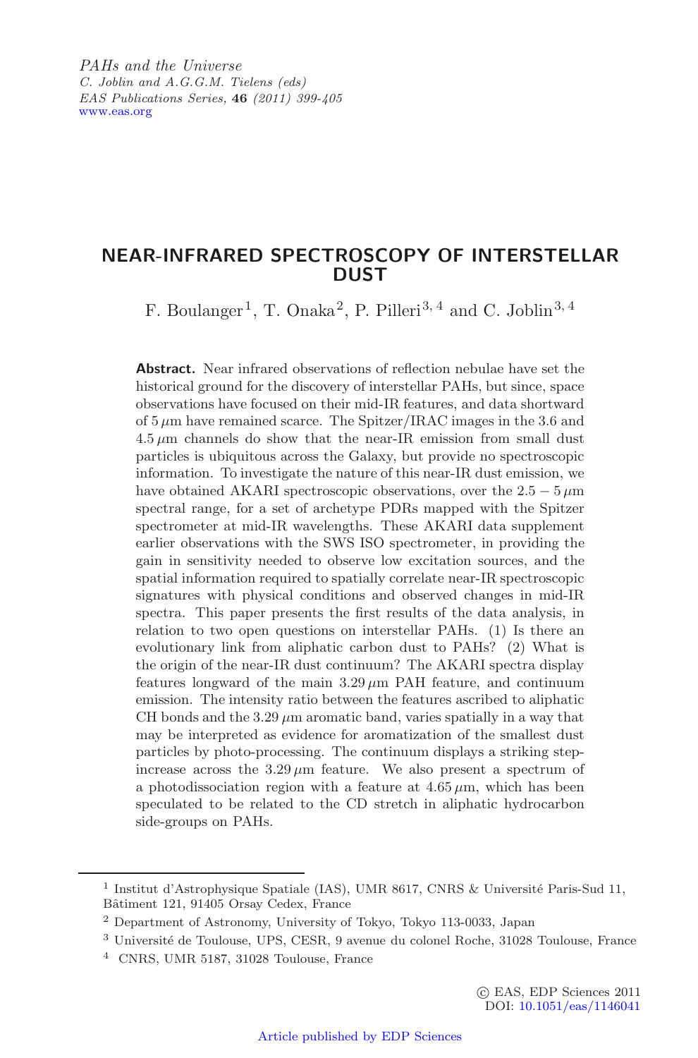*PAHs and the Universe*
*C. Joblin and A.G.G.M. Tielens (eds)*
*EAS Publications Series,* **46** *(2011) 399-405*
www.eas.org

# NEAR-INFRARED SPECTROSCOPY OF INTERSTELLAR DUST

F. Boulanger[1], T. Onaka[2], P. Pilleri[3,4] and C. Joblin[3,4]

**Abstract.** Near infrared observations of reflection nebulae have set the historical ground for the discovery of interstellar PAHs, but since, space observations have focused on their mid-IR features, and data shortward of 5 $\mu$m have remained scarce. The Spitzer/IRAC images in the 3.6 and 4.5 $\mu$m channels do show that the near-IR emission from small dust particles is ubiquitous across the Galaxy, but provide no spectroscopic information. To investigate the nature of this near-IR dust emission, we have obtained AKARI spectroscopic observations, over the $2.5 - 5\,\mu$m spectral range, for a set of archetype PDRs mapped with the Spitzer spectrometer at mid-IR wavelengths. These AKARI data supplement earlier observations with the SWS ISO spectrometer, in providing the gain in sensitivity needed to observe low excitation sources, and the spatial information required to spatially correlate near-IR spectroscopic signatures with physical conditions and observed changes in mid-IR spectra. This paper presents the first results of the data analysis, in relation to two open questions on interstellar PAHs. (1) Is there an evolutionary link from aliphatic carbon dust to PAHs? (2) What is the origin of the near-IR dust continuum? The AKARI spectra display features longward of the main 3.29 $\mu$m PAH feature, and continuum emission. The intensity ratio between the features ascribed to aliphatic CH bonds and the 3.29 $\mu$m aromatic band, varies spatially in a way that may be interpreted as evidence for aromatization of the smallest dust particles by photo-processing. The continuum displays a striking step-increase across the 3.29 $\mu$m feature. We also present a spectrum of a photodissociation region with a feature at 4.65 $\mu$m, which has been speculated to be related to the CD stretch in aliphatic hydrocarbon side-groups on PAHs.

---

[1] Institut d'Astrophysique Spatiale (IAS), UMR 8617, CNRS & Université Paris-Sud 11, Bâtiment 121, 91405 Orsay Cedex, France

[2] Department of Astronomy, University of Tokyo, Tokyo 113-0033, Japan

[3] Université de Toulouse, UPS, CESR, 9 avenue du colonel Roche, 31028 Toulouse, France

[4] CNRS, UMR 5187, 31028 Toulouse, France

© EAS, EDP Sciences 2011
DOI: 10.1051/eas/1146041

Article published by EDP Sciences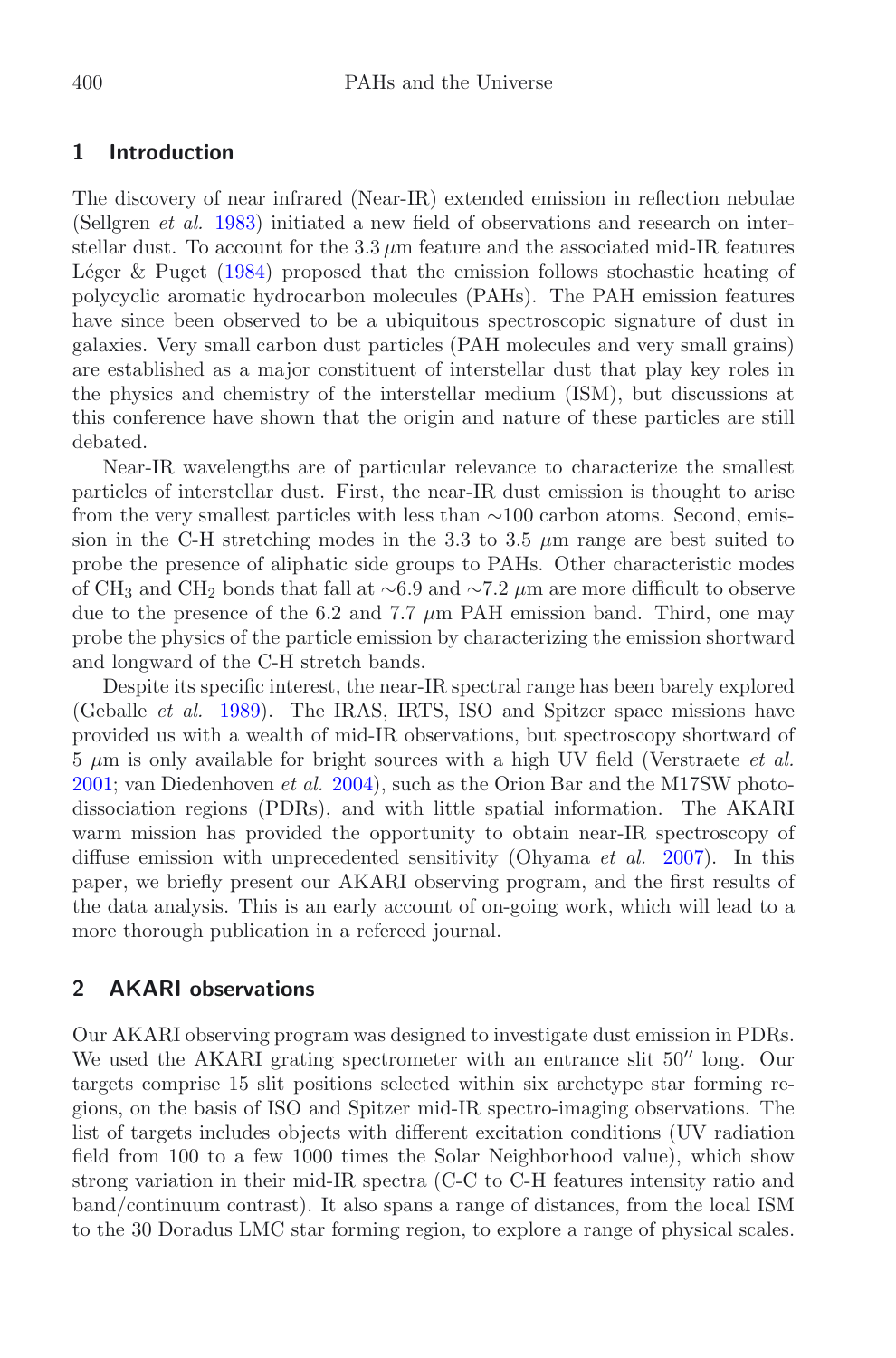## 1 Introduction

The discovery of near infrared (Near-IR) extended emission in reflection nebulae (Sellgren *et al.* 1983) initiated a new field of observations and research on interstellar dust. To account for the 3.3 $\mu$m feature and the associated mid-IR features Léger & Puget (1984) proposed that the emission follows stochastic heating of polycyclic aromatic hydrocarbon molecules (PAHs). The PAH emission features have since been observed to be a ubiquitous spectroscopic signature of dust in galaxies. Very small carbon dust particles (PAH molecules and very small grains) are established as a major constituent of interstellar dust that play key roles in the physics and chemistry of the interstellar medium (ISM), but discussions at this conference have shown that the origin and nature of these particles are still debated.

Near-IR wavelengths are of particular relevance to characterize the smallest particles of interstellar dust. First, the near-IR dust emission is thought to arise from the very smallest particles with less than ∼100 carbon atoms. Second, emission in the C-H stretching modes in the 3.3 to 3.5 $\mu$m range are best suited to probe the presence of aliphatic side groups to PAHs. Other characteristic modes of $CH_3$ and $CH_2$ bonds that fall at ∼6.9 and ∼7.2 $\mu$m are more difficult to observe due to the presence of the 6.2 and 7.7 $\mu$m PAH emission band. Third, one may probe the physics of the particle emission by characterizing the emission shortward and longward of the C-H stretch bands.

Despite its specific interest, the near-IR spectral range has been barely explored (Geballe *et al.* 1989). The IRAS, IRTS, ISO and Spitzer space missions have provided us with a wealth of mid-IR observations, but spectroscopy shortward of 5 $\mu$m is only available for bright sources with a high UV field (Verstraete *et al.* 2001; van Diedenhoven *et al.* 2004), such as the Orion Bar and the M17SW photodissociation regions (PDRs), and with little spatial information. The AKARI warm mission has provided the opportunity to obtain near-IR spectroscopy of diffuse emission with unprecedented sensitivity (Ohyama *et al.* 2007). In this paper, we briefly present our AKARI observing program, and the first results of the data analysis. This is an early account of on-going work, which will lead to a more thorough publication in a refereed journal.

## 2 AKARI observations

Our AKARI observing program was designed to investigate dust emission in PDRs. We used the AKARI grating spectrometer with an entrance slit 50″ long. Our targets comprise 15 slit positions selected within six archetype star forming regions, on the basis of ISO and Spitzer mid-IR spectro-imaging observations. The list of targets includes objects with different excitation conditions (UV radiation field from 100 to a few 1000 times the Solar Neighborhood value), which show strong variation in their mid-IR spectra (C-C to C-H features intensity ratio and band/continuum contrast). It also spans a range of distances, from the local ISM to the 30 Doradus LMC star forming region, to explore a range of physical scales.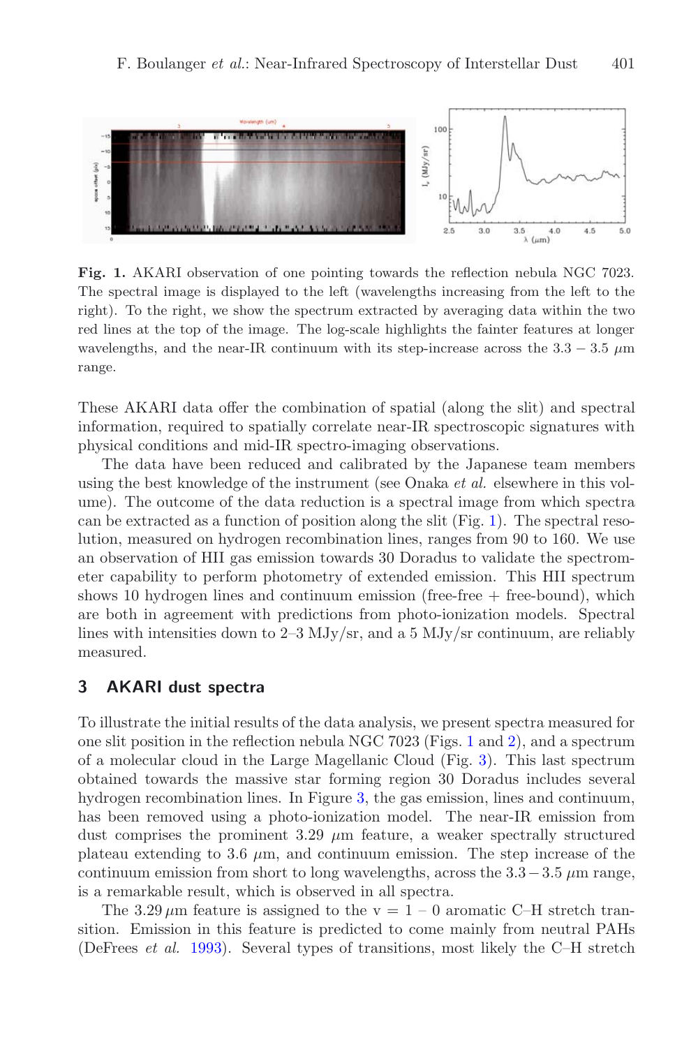**Fig. 1.** AKARI observation of one pointing towards the reflection nebula NGC 7023. The spectral image is displayed to the left (wavelengths increasing from the left to the right). To the right, we show the spectrum extracted by averaging data within the two red lines at the top of the image. The log-scale highlights the fainter features at longer wavelengths, and the near-IR continuum with its step-increase across the $3.3 - 3.5$ $\mu$m range.

These AKARI data offer the combination of spatial (along the slit) and spectral information, required to spatially correlate near-IR spectroscopic signatures with physical conditions and mid-IR spectro-imaging observations.

The data have been reduced and calibrated by the Japanese team members using the best knowledge of the instrument (see Onaka *et al.* elsewhere in this volume). The outcome of the data reduction is a spectral image from which spectra can be extracted as a function of position along the slit (Fig. 1). The spectral resolution, measured on hydrogen recombination lines, ranges from 90 to 160. We use an observation of HII gas emission towards 30 Doradus to validate the spectrometer capability to perform photometry of extended emission. This HII spectrum shows 10 hydrogen lines and continuum emission (free-free + free-bound), which are both in agreement with predictions from photo-ionization models. Spectral lines with intensities down to 2–3 MJy/sr, and a 5 MJy/sr continuum, are reliably measured.

## 3 AKARI dust spectra

To illustrate the initial results of the data analysis, we present spectra measured for one slit position in the reflection nebula NGC 7023 (Figs. 1 and 2), and a spectrum of a molecular cloud in the Large Magellanic Cloud (Fig. 3). This last spectrum obtained towards the massive star forming region 30 Doradus includes several hydrogen recombination lines. In Figure 3, the gas emission, lines and continuum, has been removed using a photo-ionization model. The near-IR emission from dust comprises the prominent 3.29 $\mu$m feature, a weaker spectrally structured plateau extending to 3.6 $\mu$m, and continuum emission. The step increase of the continuum emission from short to long wavelengths, across the $3.3 - 3.5$ $\mu$m range, is a remarkable result, which is observed in all spectra.

The 3.29 $\mu$m feature is assigned to the v = 1 – 0 aromatic C–H stretch transition. Emission in this feature is predicted to come mainly from neutral PAHs (DeFrees *et al.* 1993). Several types of transitions, most likely the C–H stretch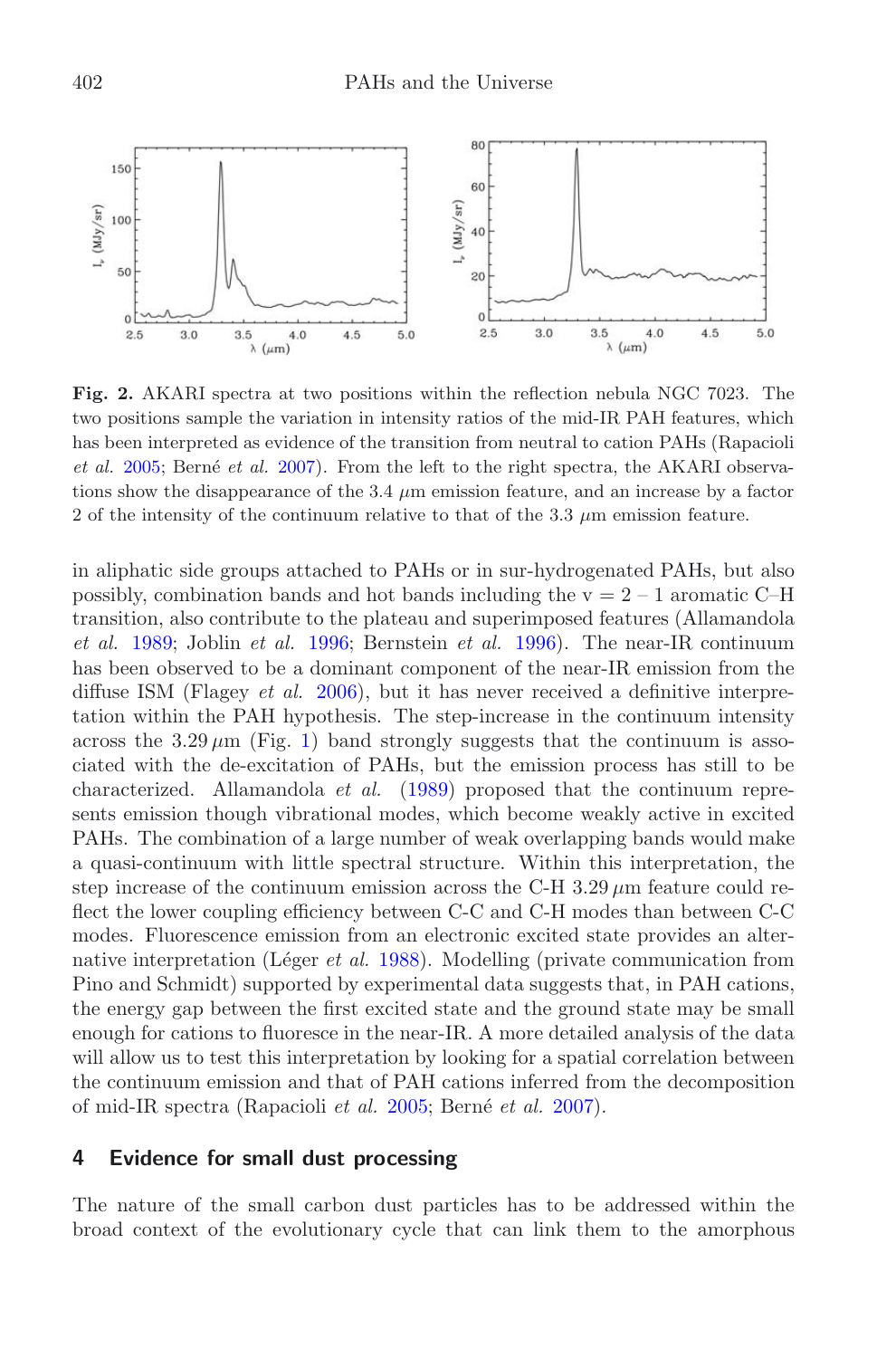**Fig. 2.** AKARI spectra at two positions within the reflection nebula NGC 7023. The two positions sample the variation in intensity ratios of the mid-IR PAH features, which has been interpreted as evidence of the transition from neutral to cation PAHs (Rapacioli *et al.* 2005; Berné *et al.* 2007). From the left to the right spectra, the AKARI observations show the disappearance of the 3.4 $\mu$m emission feature, and an increase by a factor 2 of the intensity of the continuum relative to that of the 3.3 $\mu$m emission feature.

in aliphatic side groups attached to PAHs or in sur-hydrogenated PAHs, but also possibly, combination bands and hot bands including the v = 2 – 1 aromatic C–H transition, also contribute to the plateau and superimposed features (Allamandola *et al.* 1989; Joblin *et al.* 1996; Bernstein *et al.* 1996). The near-IR continuum has been observed to be a dominant component of the near-IR emission from the diffuse ISM (Flagey *et al.* 2006), but it has never received a definitive interpretation within the PAH hypothesis. The step-increase in the continuum intensity across the 3.29 $\mu$m (Fig. 1) band strongly suggests that the continuum is associated with the de-excitation of PAHs, but the emission process has still to be characterized. Allamandola *et al.* (1989) proposed that the continuum represents emission though vibrational modes, which become weakly active in excited PAHs. The combination of a large number of weak overlapping bands would make a quasi-continuum with little spectral structure. Within this interpretation, the step increase of the continuum emission across the C-H 3.29 $\mu$m feature could reflect the lower coupling efficiency between C-C and C-H modes than between C-C modes. Fluorescence emission from an electronic excited state provides an alternative interpretation (Léger *et al.* 1988). Modelling (private communication from Pino and Schmidt) supported by experimental data suggests that, in PAH cations, the energy gap between the first excited state and the ground state may be small enough for cations to fluoresce in the near-IR. A more detailed analysis of the data will allow us to test this interpretation by looking for a spatial correlation between the continuum emission and that of PAH cations inferred from the decomposition of mid-IR spectra (Rapacioli *et al.* 2005; Berné *et al.* 2007).

## 4 Evidence for small dust processing

The nature of the small carbon dust particles has to be addressed within the broad context of the evolutionary cycle that can link them to the amorphous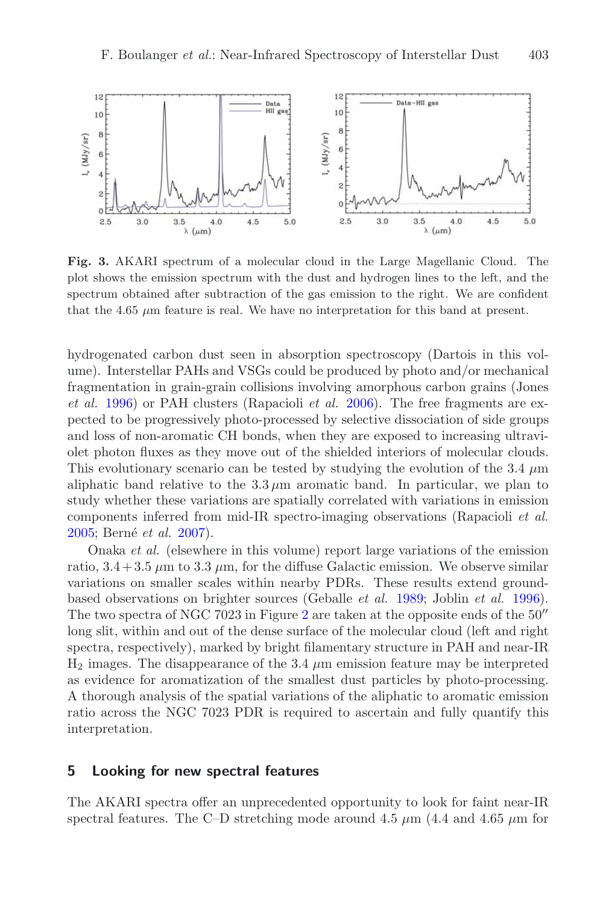**Fig. 3.** AKARI spectrum of a molecular cloud in the Large Magellanic Cloud. The plot shows the emission spectrum with the dust and hydrogen lines to the left, and the spectrum obtained after subtraction of the gas emission to the right. We are confident that the 4.65 $\mu$m feature is real. We have no interpretation for this band at present.

hydrogenated carbon dust seen in absorption spectroscopy (Dartois in this volume). Interstellar PAHs and VSGs could be produced by photo and/or mechanical fragmentation in grain-grain collisions involving amorphous carbon grains (Jones *et al.* 1996) or PAH clusters (Rapacioli *et al.* 2006). The free fragments are expected to be progressively photo-processed by selective dissociation of side groups and loss of non-aromatic CH bonds, when they are exposed to increasing ultraviolet photon fluxes as they move out of the shielded interiors of molecular clouds. This evolutionary scenario can be tested by studying the evolution of the 3.4 $\mu$m aliphatic band relative to the 3.3 $\mu$m aromatic band. In particular, we plan to study whether these variations are spatially correlated with variations in emission components inferred from mid-IR spectro-imaging observations (Rapacioli *et al.* 2005; Berné *et al.* 2007).

Onaka *et al.* (elsewhere in this volume) report large variations of the emission ratio, $3.4 + 3.5$ $\mu$m to 3.3 $\mu$m, for the diffuse Galactic emission. We observe similar variations on smaller scales within nearby PDRs. These results extend ground-based observations on brighter sources (Geballe *et al.* 1989; Joblin *et al.* 1996). The two spectra of NGC 7023 in Figure 2 are taken at the opposite ends of the 50″ long slit, within and out of the dense surface of the molecular cloud (left and right spectra, respectively), marked by bright filamentary structure in PAH and near-IR $H_2$ images. The disappearance of the 3.4 $\mu$m emission feature may be interpreted as evidence for aromatization of the smallest dust particles by photo-processing. A thorough analysis of the spatial variations of the aliphatic to aromatic emission ratio across the NGC 7023 PDR is required to ascertain and fully quantify this interpretation.

## 5 Looking for new spectral features

The AKARI spectra offer an unprecedented opportunity to look for faint near-IR spectral features. The C–D stretching mode around 4.5 $\mu$m (4.4 and 4.65 $\mu$m for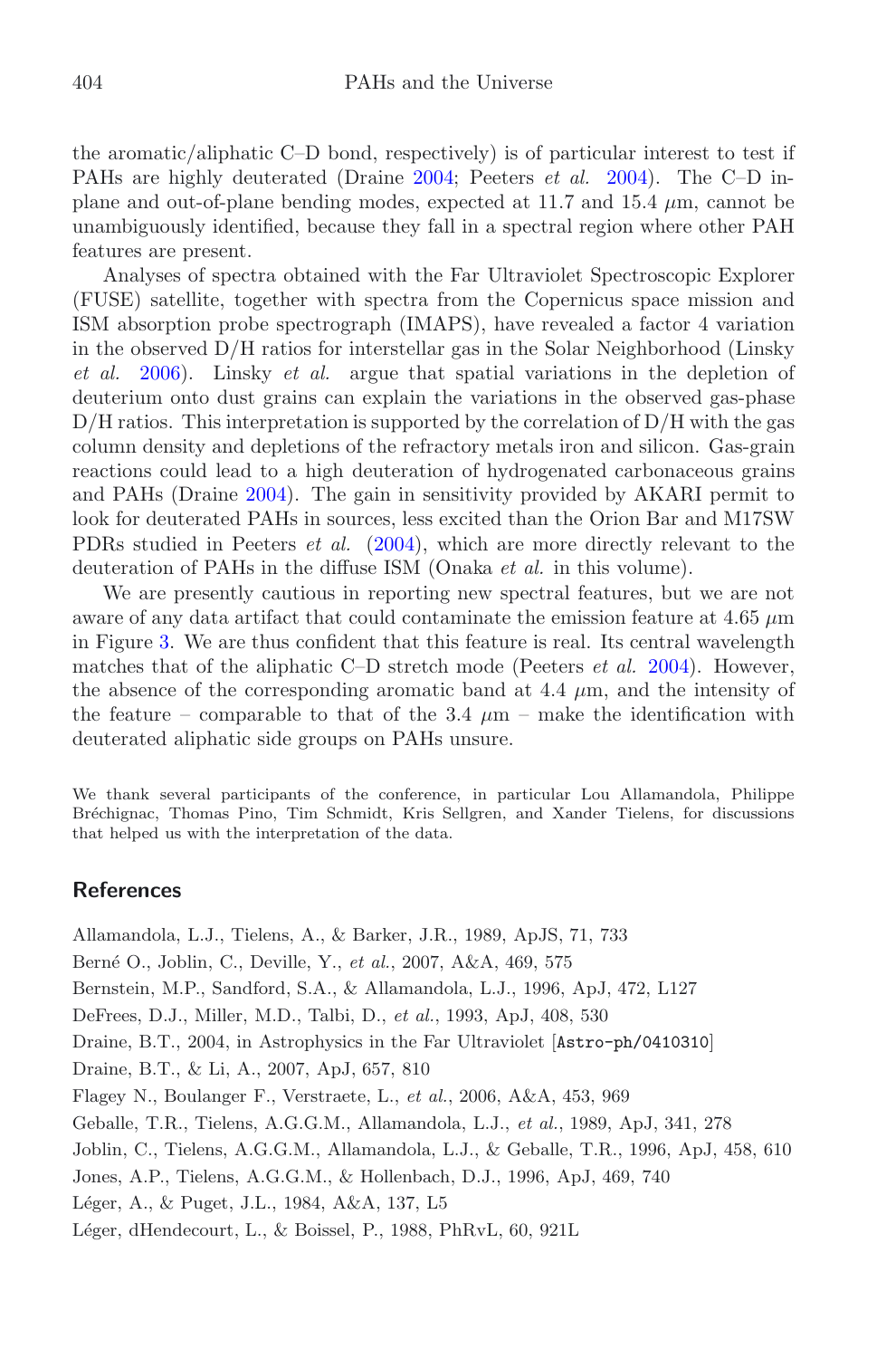the aromatic/aliphatic C–D bond, respectively) is of particular interest to test if PAHs are highly deuterated (Draine 2004; Peeters *et al.* 2004). The C–D in-plane and out-of-plane bending modes, expected at 11.7 and 15.4 $\mu$m, cannot be unambiguously identified, because they fall in a spectral region where other PAH features are present.

Analyses of spectra obtained with the Far Ultraviolet Spectroscopic Explorer (FUSE) satellite, together with spectra from the Copernicus space mission and ISM absorption probe spectrograph (IMAPS), have revealed a factor 4 variation in the observed D/H ratios for interstellar gas in the Solar Neighborhood (Linsky *et al.* 2006). Linsky *et al.* argue that spatial variations in the depletion of deuterium onto dust grains can explain the variations in the observed gas-phase D/H ratios. This interpretation is supported by the correlation of D/H with the gas column density and depletions of the refractory metals iron and silicon. Gas-grain reactions could lead to a high deuteration of hydrogenated carbonaceous grains and PAHs (Draine 2004). The gain in sensitivity provided by AKARI permit to look for deuterated PAHs in sources, less excited than the Orion Bar and M17SW PDRs studied in Peeters *et al.* (2004), which are more directly relevant to the deuteration of PAHs in the diffuse ISM (Onaka *et al.* in this volume).

We are presently cautious in reporting new spectral features, but we are not aware of any data artifact that could contaminate the emission feature at 4.65 $\mu$m in Figure 3. We are thus confident that this feature is real. Its central wavelength matches that of the aliphatic C–D stretch mode (Peeters *et al.* 2004). However, the absence of the corresponding aromatic band at 4.4 $\mu$m, and the intensity of the feature – comparable to that of the 3.4 $\mu$m – make the identification with deuterated aliphatic side groups on PAHs unsure.

We thank several participants of the conference, in particular Lou Allamandola, Philippe Bréchignac, Thomas Pino, Tim Schmidt, Kris Sellgren, and Xander Tielens, for discussions that helped us with the interpretation of the data.

## References

Allamandola, L.J., Tielens, A., & Barker, J.R., 1989, ApJS, 71, 733

Berné O., Joblin, C., Deville, Y., *et al.*, 2007, A&A, 469, 575

Bernstein, M.P., Sandford, S.A., & Allamandola, L.J., 1996, ApJ, 472, L127

DeFrees, D.J., Miller, M.D., Talbi, D., *et al.*, 1993, ApJ, 408, 530

Draine, B.T., 2004, in Astrophysics in the Far Ultraviolet [Astro-ph/0410310]

Draine, B.T., & Li, A., 2007, ApJ, 657, 810

Flagey N., Boulanger F., Verstraete, L., *et al.*, 2006, A&A, 453, 969

Geballe, T.R., Tielens, A.G.G.M., Allamandola, L.J., *et al.*, 1989, ApJ, 341, 278

Joblin, C., Tielens, A.G.G.M., Allamandola, L.J., & Geballe, T.R., 1996, ApJ, 458, 610

Jones, A.P., Tielens, A.G.G.M., & Hollenbach, D.J., 1996, ApJ, 469, 740

Léger, A., & Puget, J.L., 1984, A&A, 137, L5

Léger, dHendecourt, L., & Boissel, P., 1988, PhRvL, 60, 921L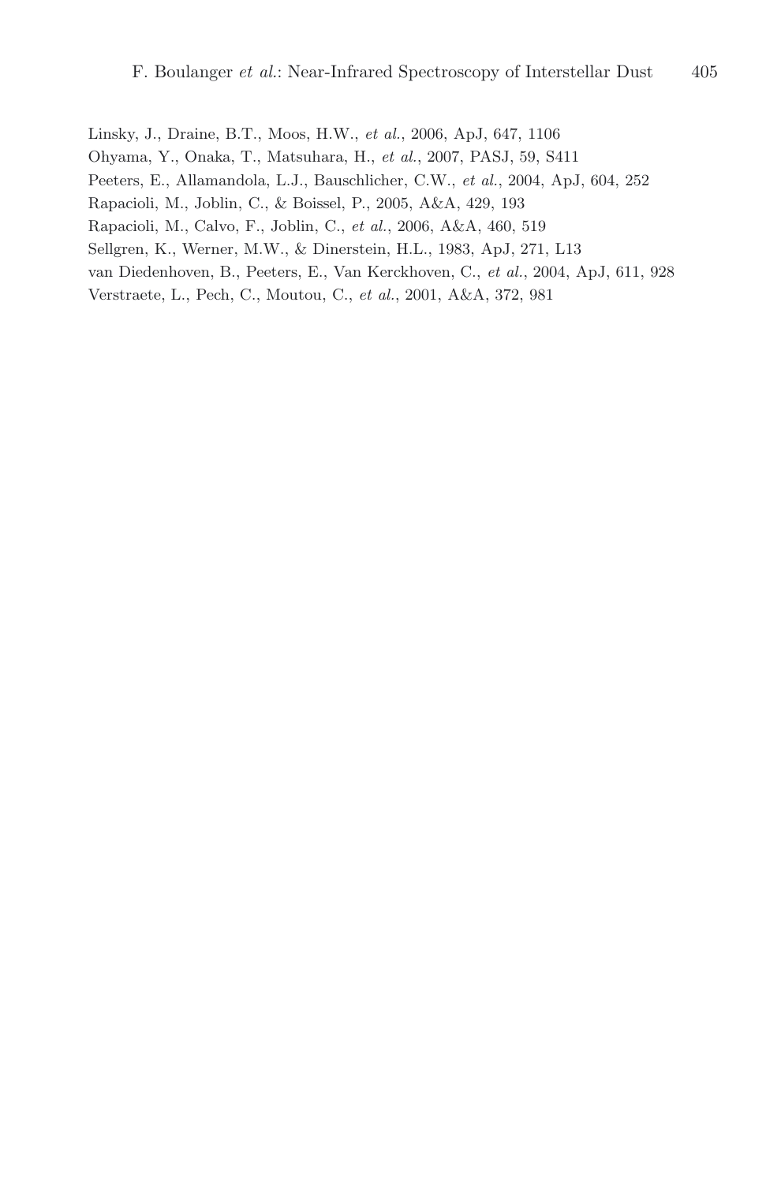Linsky, J., Draine, B.T., Moos, H.W., *et al.*, 2006, ApJ, 647, 1106

Ohyama, Y., Onaka, T., Matsuhara, H., *et al.*, 2007, PASJ, 59, S411

Peeters, E., Allamandola, L.J., Bauschlicher, C.W., *et al.*, 2004, ApJ, 604, 252

Rapacioli, M., Joblin, C., & Boissel, P., 2005, A&A, 429, 193

Rapacioli, M., Calvo, F., Joblin, C., *et al.*, 2006, A&A, 460, 519

Sellgren, K., Werner, M.W., & Dinerstein, H.L., 1983, ApJ, 271, L13

van Diedenhoven, B., Peeters, E., Van Kerckhoven, C., *et al.*, 2004, ApJ, 611, 928

Verstraete, L., Pech, C., Moutou, C., *et al.*, 2001, A&A, 372, 981